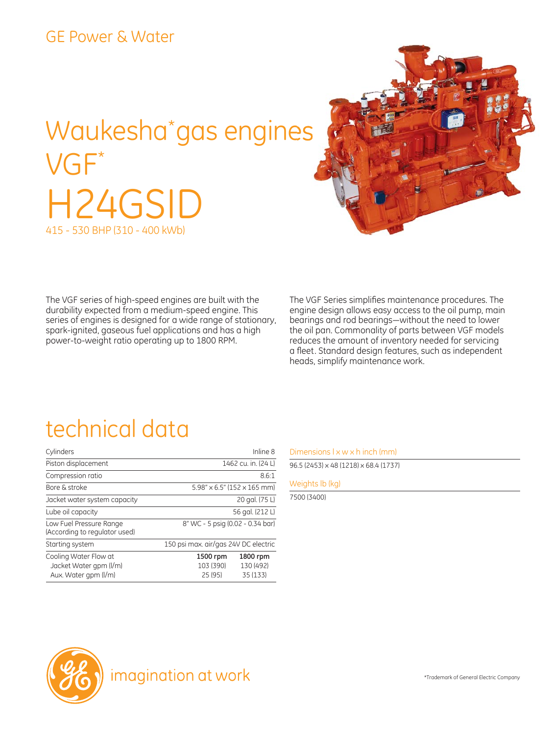GE Power & Water

# Waukesha* gas engines VGF*

# H24GSID

415 - 530 BHP (310 - 400 kWb)

The VGF series of high-speed engines are built with the durability expected from a medium-speed engine. This series of engines is designed for a wide range of stationary, spark-ignited, gaseous fuel applications and has a high power-to-weight ratio operating up to 1800 RPM.

The VGF Series simplifies maintenance procedures. The engine design allows easy access to the oil pump, main bearings and rod bearings—without the need to lower the oil pan. Commonality of parts between VGF models reduces the amount of inventory needed for servicing a fleet. Standard design features, such as independent heads, simplify maintenance work.

## technical data

| | | |
|---|---|---|
| Cylinders | Inline 8 | |
| Piston displacement | 1462 cu. in. (24 L) | |
| Compression ratio | 8.6:1 | |
| Bore & stroke | 5.98" x 6.5" (152 x 165 mm) | |
| Jacket water system capacity | 20 gal. (75 L) | |
| Lube oil capacity | 56 gal. (212 L) | |
| Low Fuel Pressure Range (According to regulator used) | 8" WC - 5 psig (0.02 - 0.34 bar) | |
| Starting system | 150 psi max. air/gas 24V DC electric | |
| Cooling Water Flow at | **1500 rpm** | **1800 rpm** |
| Jacket Water gpm (l/m) | 103 (390) | 130 (492) |
| Aux. Water gpm (l/m) | 25 (95) | 35 (133) |

**Dimensions l x w x h inch (mm)**

96.5 (2453) x 48 (1218) x 68.4 (1737)

**Weights lb (kg)**

7500 (3400)

imagination at work

*Trademark of General Electric Company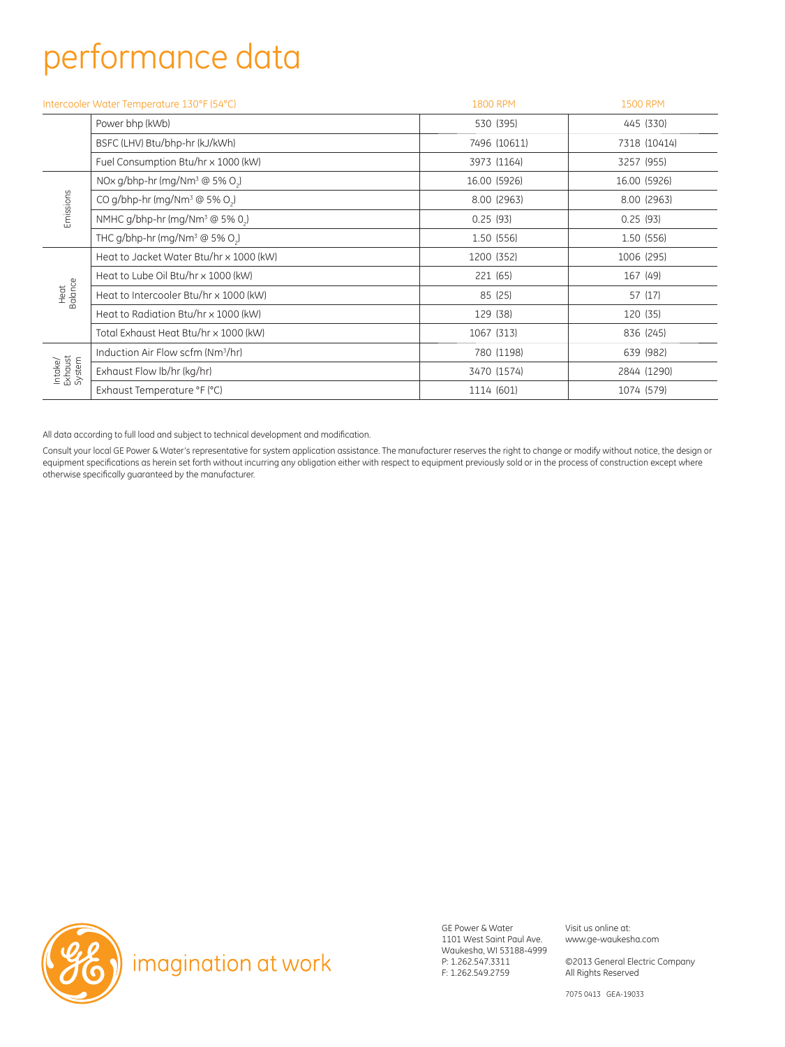# performance data

| Intercooler Water Temperature 130°F (54°C) | | 1800 RPM | 1500 RPM |
|---|---|---|---|
| | Power bhp (kWb) | 530 (395) | 445 (330) |
| | BSFC (LHV) Btu/bhp-hr (kJ/kWh) | 7496 (10611) | 7318 (10414) |
| | Fuel Consumption Btu/hr x 1000 (kW) | 3973 (1164) | 3257 (955) |
| Emissions | NOx g/bhp-hr (mg/Nm³ @ 5% $O_2$) | 16.00 (5926) | 16.00 (5926) |
| | CO g/bhp-hr (mg/Nm³ @ 5% $O_2$) | 8.00 (2963) | 8.00 (2963) |
| | NMHC g/bhp-hr (mg/Nm³ @ 5% $O_2$) | 0.25 (93) | 0.25 (93) |
| | THC g/bhp-hr (mg/Nm³ @ 5% $O_2$) | 1.50 (556) | 1.50 (556) |
| Heat Balance | Heat to Jacket Water Btu/hr x 1000 (kW) | 1200 (352) | 1006 (295) |
| | Heat to Lube Oil Btu/hr x 1000 (kW) | 221 (65) | 167 (49) |
| | Heat to Intercooler Btu/hr x 1000 (kW) | 85 (25) | 57 (17) |
| | Heat to Radiation Btu/hr x 1000 (kW) | 129 (38) | 120 (35) |
| | Total Exhaust Heat Btu/hr x 1000 (kW) | 1067 (313) | 836 (245) |
| Intake/ Exhaust System | Induction Air Flow scfm (Nm³/hr) | 780 (1198) | 639 (982) |
| | Exhaust Flow lb/hr (kg/hr) | 3470 (1574) | 2844 (1290) |
| | Exhaust Temperature °F (°C) | 1114 (601) | 1074 (579) |

All data according to full load and subject to technical development and modification.

Consult your local GE Power & Water's representative for system application assistance. The manufacturer reserves the right to change or modify without notice, the design or equipment specifications as herein set forth without incurring any obligation either with respect to equipment previously sold or in the process of construction except where otherwise specifically guaranteed by the manufacturer.

imagination at work

GE Power & Water
1101 West Saint Paul Ave.
Waukesha, WI 53188-4999
P: 1.262.547.3311
F: 1.262.549.2759

Visit us online at:
www.ge-waukesha.com

©2013 General Electric Company
All Rights Reserved

7075 0413 GEA-19033